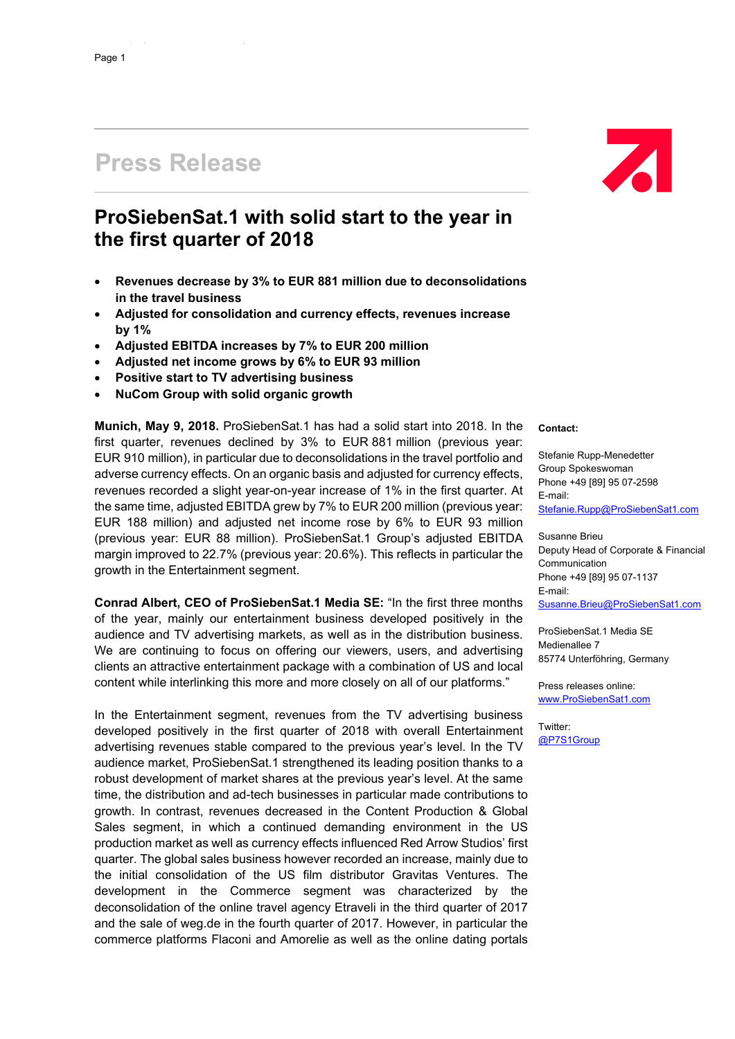# Press Release

## ProSiebenSat.1 with solid start to the year in the first quarter of 2018

- **Revenues decrease by 3% to EUR 881 million due to deconsolidations in the travel business**
- **Adjusted for consolidation and currency effects, revenues increase by 1%**
- **Adjusted EBITDA increases by 7% to EUR 200 million**
- **Adjusted net income grows by 6% to EUR 93 million**
- **Positive start to TV advertising business**
- **NuCom Group with solid organic growth**

**Munich, May 9, 2018.** ProSiebenSat.1 has had a solid start into 2018. In the first quarter, revenues declined by 3% to EUR 881 million (previous year: EUR 910 million), in particular due to deconsolidations in the travel portfolio and adverse currency effects. On an organic basis and adjusted for currency effects, revenues recorded a slight year-on-year increase of 1% in the first quarter. At the same time, adjusted EBITDA grew by 7% to EUR 200 million (previous year: EUR 188 million) and adjusted net income rose by 6% to EUR 93 million (previous year: EUR 88 million). ProSiebenSat.1 Group's adjusted EBITDA margin improved to 22.7% (previous year: 20.6%). This reflects in particular the growth in the Entertainment segment.

**Conrad Albert, CEO of ProSiebenSat.1 Media SE:** "In the first three months of the year, mainly our entertainment business developed positively in the audience and TV advertising markets, as well as in the distribution business. We are continuing to focus on offering our viewers, users, and advertising clients an attractive entertainment package with a combination of US and local content while interlinking this more and more closely on all of our platforms."

In the Entertainment segment, revenues from the TV advertising business developed positively in the first quarter of 2018 with overall Entertainment advertising revenues stable compared to the previous year's level. In the TV audience market, ProSiebenSat.1 strengthened its leading position thanks to a robust development of market shares at the previous year's level. At the same time, the distribution and ad-tech businesses in particular made contributions to growth. In contrast, revenues decreased in the Content Production & Global Sales segment, in which a continued demanding environment in the US production market as well as currency effects influenced Red Arrow Studios' first quarter. The global sales business however recorded an increase, mainly due to the initial consolidation of the US film distributor Gravitas Ventures. The development in the Commerce segment was characterized by the deconsolidation of the online travel agency Etraveli in the third quarter of 2017 and the sale of weg.de in the fourth quarter of 2017. However, in particular the commerce platforms Flaconi and Amorelie as well as the online dating portals

**Contact:**

Stefanie Rupp-Menedetter
Group Spokeswoman
Phone +49 [89] 95 07-2598
E-mail:
Stefanie.Rupp@ProSiebenSat1.com

Susanne Brieu
Deputy Head of Corporate & Financial Communication
Phone +49 [89] 95 07-1137
E-mail:
Susanne.Brieu@ProSiebenSat1.com

ProSiebenSat.1 Media SE
Medienallee 7
85774 Unterföhring, Germany

Press releases online:
www.ProSiebenSat1.com

Twitter:
@P7S1Group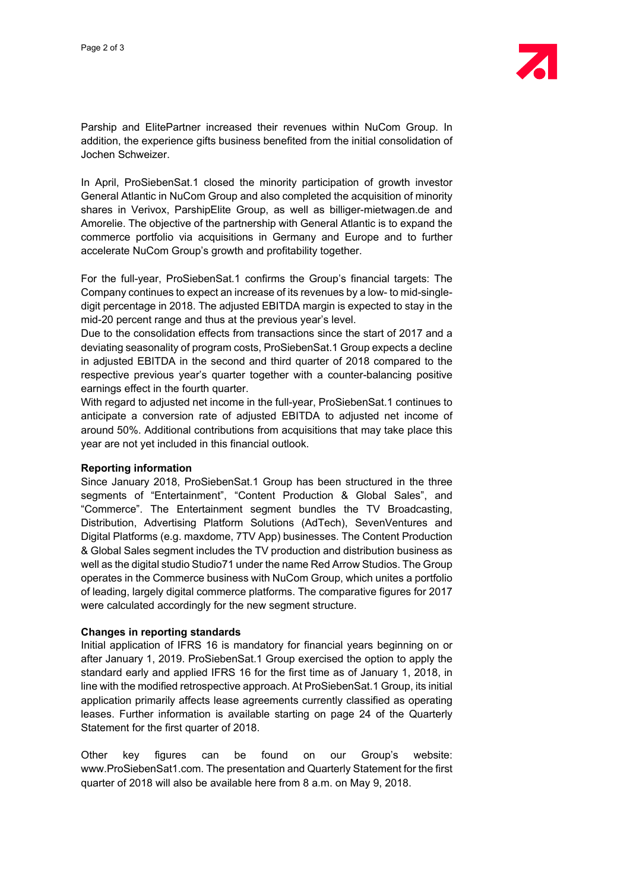Parship and ElitePartner increased their revenues within NuCom Group. In addition, the experience gifts business benefited from the initial consolidation of Jochen Schweizer.

In April, ProSiebenSat.1 closed the minority participation of growth investor General Atlantic in NuCom Group and also completed the acquisition of minority shares in Verivox, ParshipElite Group, as well as billiger-mietwagen.de and Amorelie. The objective of the partnership with General Atlantic is to expand the commerce portfolio via acquisitions in Germany and Europe and to further accelerate NuCom Group's growth and profitability together.

For the full-year, ProSiebenSat.1 confirms the Group's financial targets: The Company continues to expect an increase of its revenues by a low- to mid-single-digit percentage in 2018. The adjusted EBITDA margin is expected to stay in the mid-20 percent range and thus at the previous year's level.
Due to the consolidation effects from transactions since the start of 2017 and a deviating seasonality of program costs, ProSiebenSat.1 Group expects a decline in adjusted EBITDA in the second and third quarter of 2018 compared to the respective previous year's quarter together with a counter-balancing positive earnings effect in the fourth quarter.
With regard to adjusted net income in the full-year, ProSiebenSat.1 continues to anticipate a conversion rate of adjusted EBITDA to adjusted net income of around 50%. Additional contributions from acquisitions that may take place this year are not yet included in this financial outlook.

**Reporting information**
Since January 2018, ProSiebenSat.1 Group has been structured in the three segments of "Entertainment", "Content Production & Global Sales", and "Commerce". The Entertainment segment bundles the TV Broadcasting, Distribution, Advertising Platform Solutions (AdTech), SevenVentures and Digital Platforms (e.g. maxdome, 7TV App) businesses. The Content Production & Global Sales segment includes the TV production and distribution business as well as the digital studio Studio71 under the name Red Arrow Studios. The Group operates in the Commerce business with NuCom Group, which unites a portfolio of leading, largely digital commerce platforms. The comparative figures for 2017 were calculated accordingly for the new segment structure.

**Changes in reporting standards**
Initial application of IFRS 16 is mandatory for financial years beginning on or after January 1, 2019. ProSiebenSat.1 Group exercised the option to apply the standard early and applied IFRS 16 for the first time as of January 1, 2018, in line with the modified retrospective approach. At ProSiebenSat.1 Group, its initial application primarily affects lease agreements currently classified as operating leases. Further information is available starting on page 24 of the Quarterly Statement for the first quarter of 2018.

Other key figures can be found on our Group's website: www.ProSiebenSat1.com. The presentation and Quarterly Statement for the first quarter of 2018 will also be available here from 8 a.m. on May 9, 2018.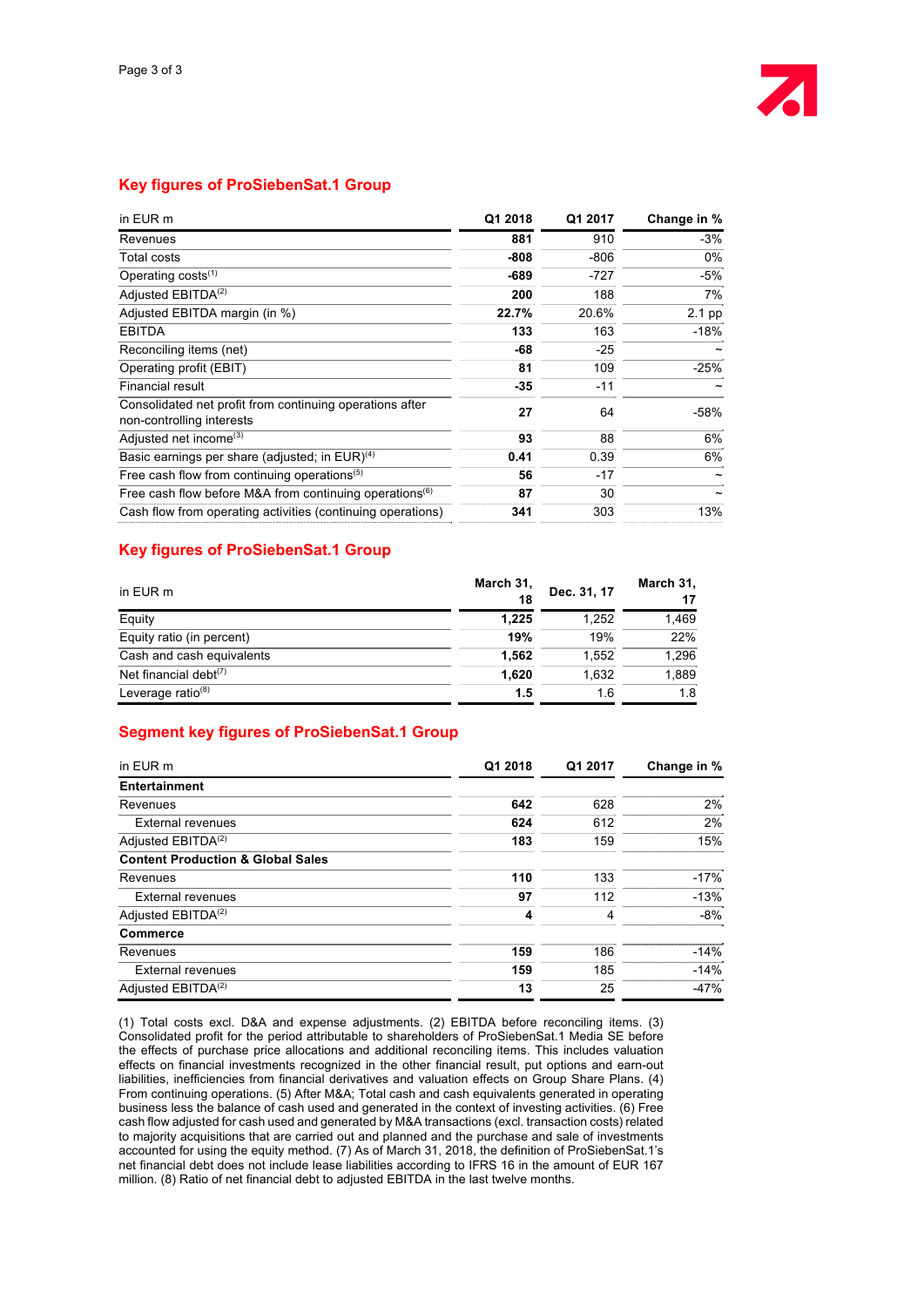## Key figures of ProSiebenSat.1 Group

| in EUR m | Q1 2018 | Q1 2017 | Change in % |
|---|---|---|---|
| Revenues | **881** | 910 | -3% |
| Total costs | **-808** | -806 | 0% |
| Operating costs[1] | **-689** | -727 | -5% |
| Adjusted EBITDA[2] | **200** | 188 | 7% |
| Adjusted EBITDA margin (in %) | **22.7%** | 20.6% | 2.1 pp |
| EBITDA | **133** | 163 | -18% |
| Reconciling items (net) | **-68** | -25 | ~ |
| Operating profit (EBIT) | **81** | 109 | -25% |
| Financial result | **-35** | -11 | ~ |
| Consolidated net profit from continuing operations after non-controlling interests | **27** | 64 | -58% |
| Adjusted net income[3] | **93** | 88 | 6% |
| Basic earnings per share (adjusted; in EUR)[4] | **0.41** | 0.39 | 6% |
| Free cash flow from continuing operations[5] | **56** | -17 | ~ |
| Free cash flow before M&A from continuing operations[6] | **87** | 30 | ~ |
| Cash flow from operating activities (continuing operations) | **341** | 303 | 13% |

## Key figures of ProSiebenSat.1 Group

| in EUR m | March 31, 18 | Dec. 31, 17 | March 31, 17 |
|---|---|---|---|
| Equity | **1,225** | 1,252 | 1,469 |
| Equity ratio (in percent) | **19%** | 19% | 22% |
| Cash and cash equivalents | **1,562** | 1,552 | 1,296 |
| Net financial debt[7] | **1,620** | 1,632 | 1,889 |
| Leverage ratio[8] | **1.5** | 1.6 | 1.8 |

## Segment key figures of ProSiebenSat.1 Group

| in EUR m | Q1 2018 | Q1 2017 | Change in % |
|---|---|---|---|
| **Entertainment** | | | |
| Revenues | **642** | 628 | 2% |
| External revenues | **624** | 612 | 2% |
| Adjusted EBITDA[2] | **183** | 159 | 15% |
| **Content Production & Global Sales** | | | |
| Revenues | **110** | 133 | -17% |
| External revenues | **97** | 112 | -13% |
| Adjusted EBITDA[2] | **4** | 4 | -8% |
| **Commerce** | | | |
| Revenues | **159** | 186 | -14% |
| External revenues | **159** | 185 | -14% |
| Adjusted EBITDA[2] | **13** | 25 | -47% |

(1) Total costs excl. D&A and expense adjustments. (2) EBITDA before reconciling items. (3) Consolidated profit for the period attributable to shareholders of ProSiebenSat.1 Media SE before the effects of purchase price allocations and additional reconciling items. This includes valuation effects on financial investments recognized in the other financial result, put options and earn-out liabilities, inefficiencies from financial derivatives and valuation effects on Group Share Plans. (4) From continuing operations. (5) After M&A; Total cash and cash equivalents generated in operating business less the balance of cash used and generated in the context of investing activities. (6) Free cash flow adjusted for cash used and generated by M&A transactions (excl. transaction costs) related to majority acquisitions that are carried out and planned and the purchase and sale of investments accounted for using the equity method. (7) As of March 31, 2018, the definition of ProSiebenSat.1's net financial debt does not include lease liabilities according to IFRS 16 in the amount of EUR 167 million. (8) Ratio of net financial debt to adjusted EBITDA in the last twelve months.